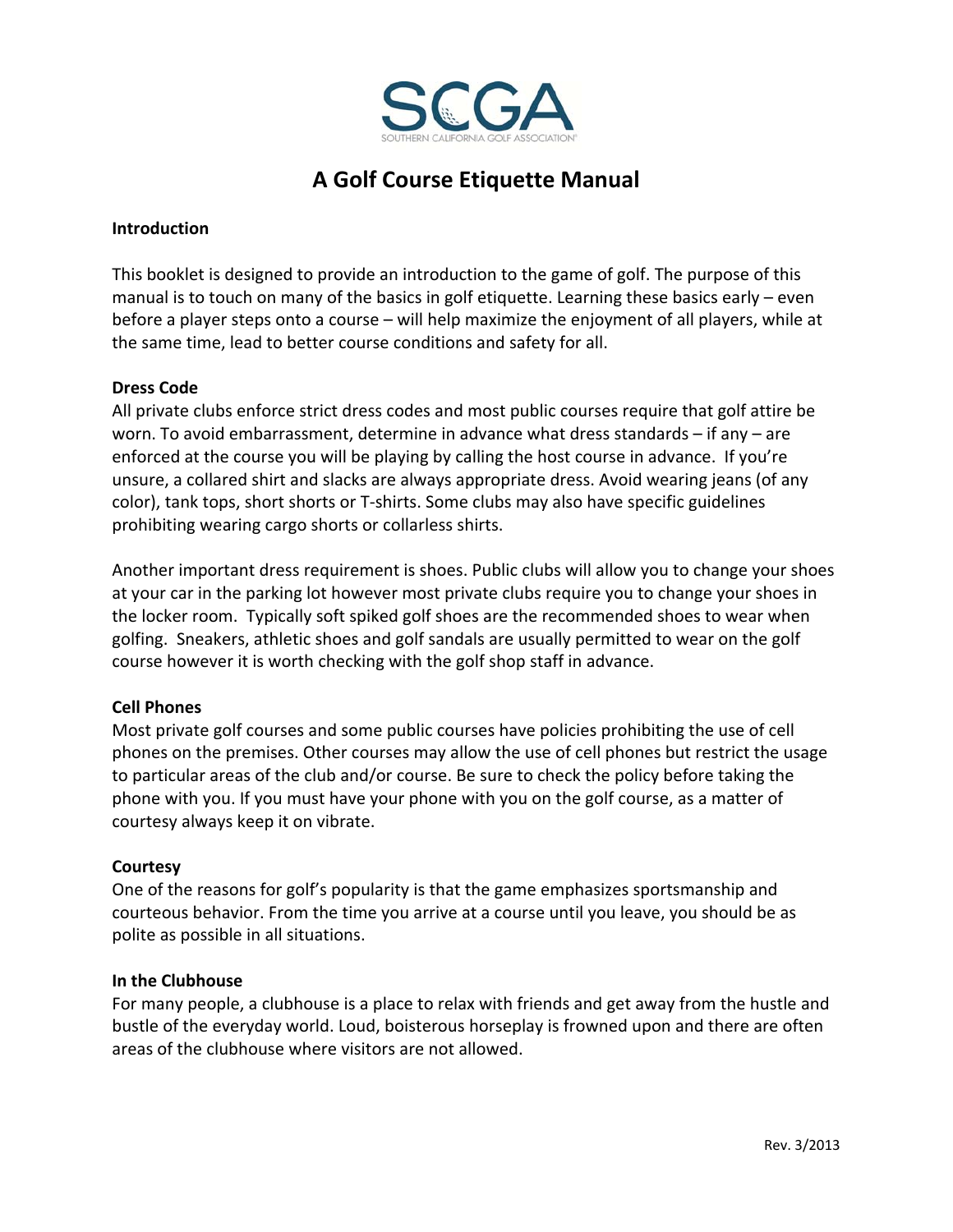SCGA

SOUTHERN CALIFORNIA GOLF ASSOCIATION

# A Golf Course Etiquette Manual

**Introduction**

This booklet is designed to provide an introduction to the game of golf. The purpose of this manual is to touch on many of the basics in golf etiquette. Learning these basics early – even before a player steps onto a course – will help maximize the enjoyment of all players, while at the same time, lead to better course conditions and safety for all.

**Dress Code**

All private clubs enforce strict dress codes and most public courses require that golf attire be worn. To avoid embarrassment, determine in advance what dress standards – if any – are enforced at the course you will be playing by calling the host course in advance. If you're unsure, a collared shirt and slacks are always appropriate dress. Avoid wearing jeans (of any color), tank tops, short shorts or T-shirts. Some clubs may also have specific guidelines prohibiting wearing cargo shorts or collarless shirts.

Another important dress requirement is shoes. Public clubs will allow you to change your shoes at your car in the parking lot however most private clubs require you to change your shoes in the locker room. Typically soft spiked golf shoes are the recommended shoes to wear when golfing. Sneakers, athletic shoes and golf sandals are usually permitted to wear on the golf course however it is worth checking with the golf shop staff in advance.

**Cell Phones**

Most private golf courses and some public courses have policies prohibiting the use of cell phones on the premises. Other courses may allow the use of cell phones but restrict the usage to particular areas of the club and/or course. Be sure to check the policy before taking the phone with you. If you must have your phone with you on the golf course, as a matter of courtesy always keep it on vibrate.

**Courtesy**

One of the reasons for golf's popularity is that the game emphasizes sportsmanship and courteous behavior. From the time you arrive at a course until you leave, you should be as polite as possible in all situations.

**In the Clubhouse**

For many people, a clubhouse is a place to relax with friends and get away from the hustle and bustle of the everyday world. Loud, boisterous horseplay is frowned upon and there are often areas of the clubhouse where visitors are not allowed.

Rev. 3/2013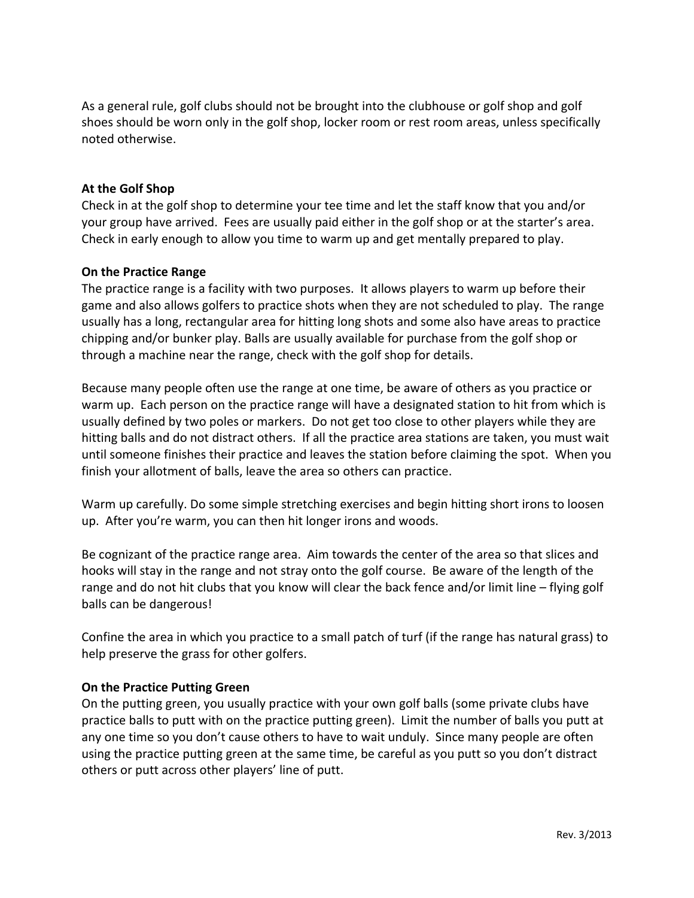As a general rule, golf clubs should not be brought into the clubhouse or golf shop and golf shoes should be worn only in the golf shop, locker room or rest room areas, unless specifically noted otherwise.

**At the Golf Shop**

Check in at the golf shop to determine your tee time and let the staff know that you and/or your group have arrived. Fees are usually paid either in the golf shop or at the starter's area. Check in early enough to allow you time to warm up and get mentally prepared to play.

**On the Practice Range**

The practice range is a facility with two purposes. It allows players to warm up before their game and also allows golfers to practice shots when they are not scheduled to play. The range usually has a long, rectangular area for hitting long shots and some also have areas to practice chipping and/or bunker play. Balls are usually available for purchase from the golf shop or through a machine near the range, check with the golf shop for details.

Because many people often use the range at one time, be aware of others as you practice or warm up. Each person on the practice range will have a designated station to hit from which is usually defined by two poles or markers. Do not get too close to other players while they are hitting balls and do not distract others. If all the practice area stations are taken, you must wait until someone finishes their practice and leaves the station before claiming the spot. When you finish your allotment of balls, leave the area so others can practice.

Warm up carefully. Do some simple stretching exercises and begin hitting short irons to loosen up. After you're warm, you can then hit longer irons and woods.

Be cognizant of the practice range area. Aim towards the center of the area so that slices and hooks will stay in the range and not stray onto the golf course. Be aware of the length of the range and do not hit clubs that you know will clear the back fence and/or limit line – flying golf balls can be dangerous!

Confine the area in which you practice to a small patch of turf (if the range has natural grass) to help preserve the grass for other golfers.

**On the Practice Putting Green**

On the putting green, you usually practice with your own golf balls (some private clubs have practice balls to putt with on the practice putting green). Limit the number of balls you putt at any one time so you don't cause others to have to wait unduly. Since many people are often using the practice putting green at the same time, be careful as you putt so you don't distract others or putt across other players' line of putt.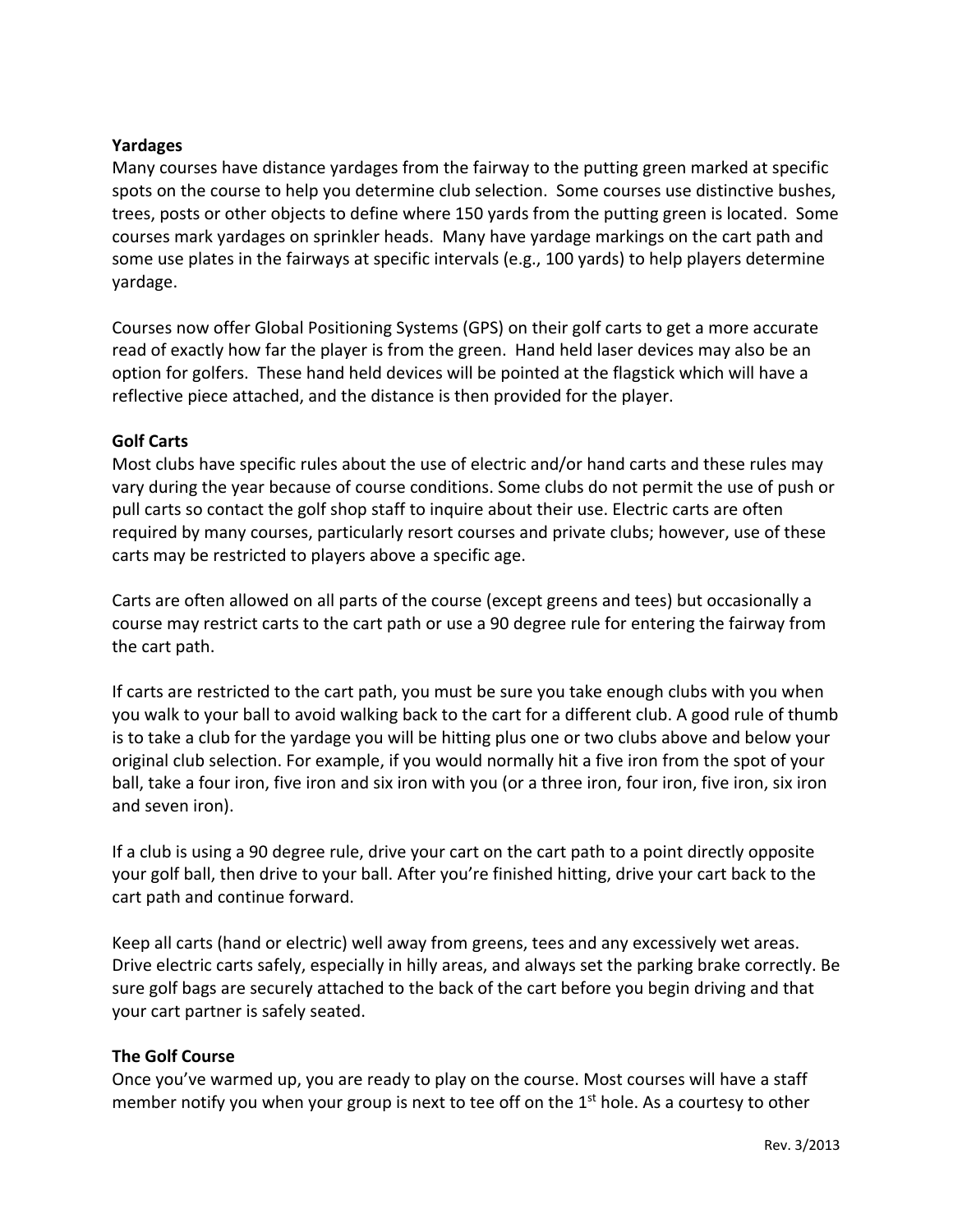**Yardages**

Many courses have distance yardages from the fairway to the putting green marked at specific spots on the course to help you determine club selection. Some courses use distinctive bushes, trees, posts or other objects to define where 150 yards from the putting green is located. Some courses mark yardages on sprinkler heads. Many have yardage markings on the cart path and some use plates in the fairways at specific intervals (e.g., 100 yards) to help players determine yardage.

Courses now offer Global Positioning Systems (GPS) on their golf carts to get a more accurate read of exactly how far the player is from the green. Hand held laser devices may also be an option for golfers. These hand held devices will be pointed at the flagstick which will have a reflective piece attached, and the distance is then provided for the player.

**Golf Carts**

Most clubs have specific rules about the use of electric and/or hand carts and these rules may vary during the year because of course conditions. Some clubs do not permit the use of push or pull carts so contact the golf shop staff to inquire about their use. Electric carts are often required by many courses, particularly resort courses and private clubs; however, use of these carts may be restricted to players above a specific age.

Carts are often allowed on all parts of the course (except greens and tees) but occasionally a course may restrict carts to the cart path or use a 90 degree rule for entering the fairway from the cart path.

If carts are restricted to the cart path, you must be sure you take enough clubs with you when you walk to your ball to avoid walking back to the cart for a different club. A good rule of thumb is to take a club for the yardage you will be hitting plus one or two clubs above and below your original club selection. For example, if you would normally hit a five iron from the spot of your ball, take a four iron, five iron and six iron with you (or a three iron, four iron, five iron, six iron and seven iron).

If a club is using a 90 degree rule, drive your cart on the cart path to a point directly opposite your golf ball, then drive to your ball. After you're finished hitting, drive your cart back to the cart path and continue forward.

Keep all carts (hand or electric) well away from greens, tees and any excessively wet areas. Drive electric carts safely, especially in hilly areas, and always set the parking brake correctly. Be sure golf bags are securely attached to the back of the cart before you begin driving and that your cart partner is safely seated.

**The Golf Course**

Once you've warmed up, you are ready to play on the course. Most courses will have a staff member notify you when your group is next to tee off on the 1st hole. As a courtesy to other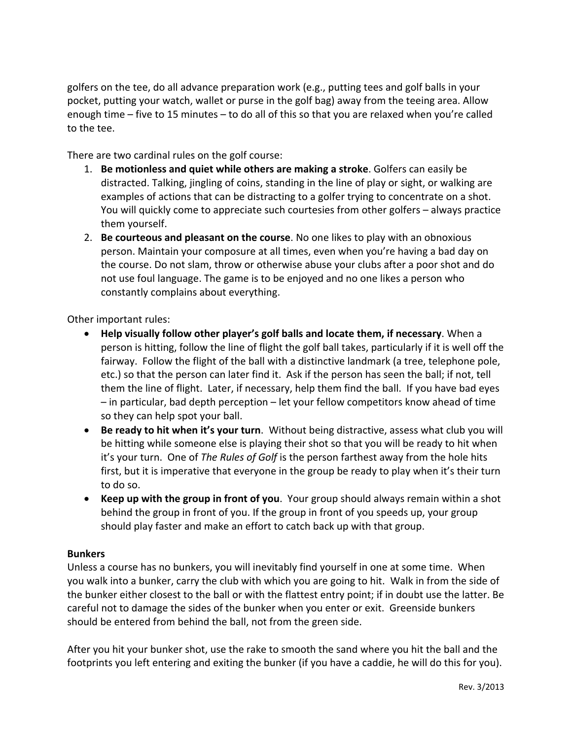golfers on the tee, do all advance preparation work (e.g., putting tees and golf balls in your pocket, putting your watch, wallet or purse in the golf bag) away from the teeing area. Allow enough time – five to 15 minutes – to do all of this so that you are relaxed when you're called to the tee.

There are two cardinal rules on the golf course:

1. **Be motionless and quiet while others are making a stroke**. Golfers can easily be distracted. Talking, jingling of coins, standing in the line of play or sight, or walking are examples of actions that can be distracting to a golfer trying to concentrate on a shot. You will quickly come to appreciate such courtesies from other golfers – always practice them yourself.
2. **Be courteous and pleasant on the course**. No one likes to play with an obnoxious person. Maintain your composure at all times, even when you're having a bad day on the course. Do not slam, throw or otherwise abuse your clubs after a poor shot and do not use foul language. The game is to be enjoyed and no one likes a person who constantly complains about everything.

Other important rules:

- **Help visually follow other player's golf balls and locate them, if necessary**. When a person is hitting, follow the line of flight the golf ball takes, particularly if it is well off the fairway. Follow the flight of the ball with a distinctive landmark (a tree, telephone pole, etc.) so that the person can later find it. Ask if the person has seen the ball; if not, tell them the line of flight. Later, if necessary, help them find the ball. If you have bad eyes – in particular, bad depth perception – let your fellow competitors know ahead of time so they can help spot your ball.
- **Be ready to hit when it's your turn**. Without being distractive, assess what club you will be hitting while someone else is playing their shot so that you will be ready to hit when it's your turn. One of *The Rules of Golf* is the person farthest away from the hole hits first, but it is imperative that everyone in the group be ready to play when it's their turn to do so.
- **Keep up with the group in front of you**. Your group should always remain within a shot behind the group in front of you. If the group in front of you speeds up, your group should play faster and make an effort to catch back up with that group.

**Bunkers**

Unless a course has no bunkers, you will inevitably find yourself in one at some time. When you walk into a bunker, carry the club with which you are going to hit. Walk in from the side of the bunker either closest to the ball or with the flattest entry point; if in doubt use the latter. Be careful not to damage the sides of the bunker when you enter or exit. Greenside bunkers should be entered from behind the ball, not from the green side.

After you hit your bunker shot, use the rake to smooth the sand where you hit the ball and the footprints you left entering and exiting the bunker (if you have a caddie, he will do this for you).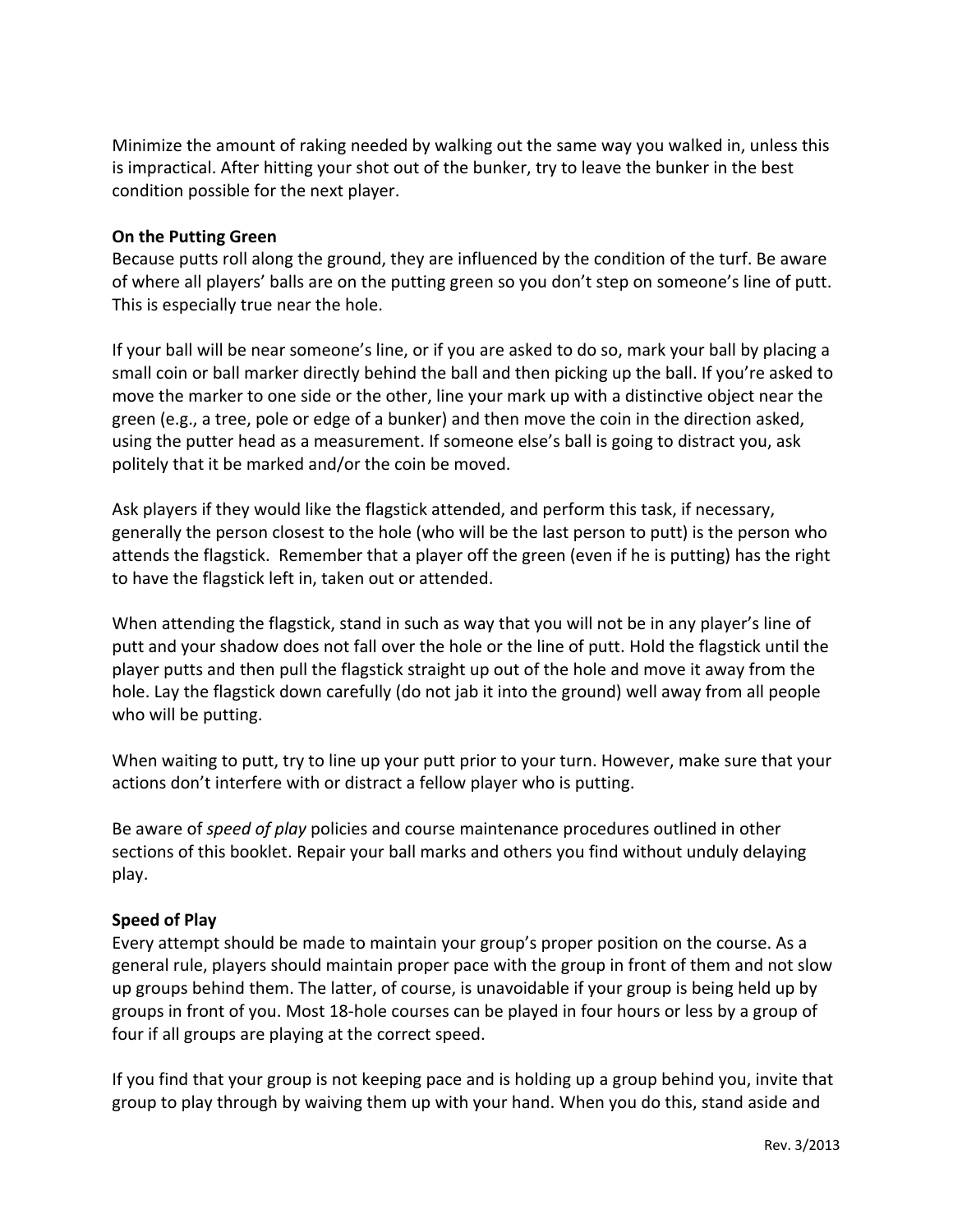Minimize the amount of raking needed by walking out the same way you walked in, unless this is impractical. After hitting your shot out of the bunker, try to leave the bunker in the best condition possible for the next player.

**On the Putting Green**

Because putts roll along the ground, they are influenced by the condition of the turf. Be aware of where all players' balls are on the putting green so you don't step on someone's line of putt. This is especially true near the hole.

If your ball will be near someone's line, or if you are asked to do so, mark your ball by placing a small coin or ball marker directly behind the ball and then picking up the ball. If you're asked to move the marker to one side or the other, line your mark up with a distinctive object near the green (e.g., a tree, pole or edge of a bunker) and then move the coin in the direction asked, using the putter head as a measurement. If someone else's ball is going to distract you, ask politely that it be marked and/or the coin be moved.

Ask players if they would like the flagstick attended, and perform this task, if necessary, generally the person closest to the hole (who will be the last person to putt) is the person who attends the flagstick. Remember that a player off the green (even if he is putting) has the right to have the flagstick left in, taken out or attended.

When attending the flagstick, stand in such as way that you will not be in any player's line of putt and your shadow does not fall over the hole or the line of putt. Hold the flagstick until the player putts and then pull the flagstick straight up out of the hole and move it away from the hole. Lay the flagstick down carefully (do not jab it into the ground) well away from all people who will be putting.

When waiting to putt, try to line up your putt prior to your turn. However, make sure that your actions don't interfere with or distract a fellow player who is putting.

Be aware of *speed of play* policies and course maintenance procedures outlined in other sections of this booklet. Repair your ball marks and others you find without unduly delaying play.

**Speed of Play**

Every attempt should be made to maintain your group's proper position on the course. As a general rule, players should maintain proper pace with the group in front of them and not slow up groups behind them. The latter, of course, is unavoidable if your group is being held up by groups in front of you. Most 18-hole courses can be played in four hours or less by a group of four if all groups are playing at the correct speed.

If you find that your group is not keeping pace and is holding up a group behind you, invite that group to play through by waiving them up with your hand. When you do this, stand aside and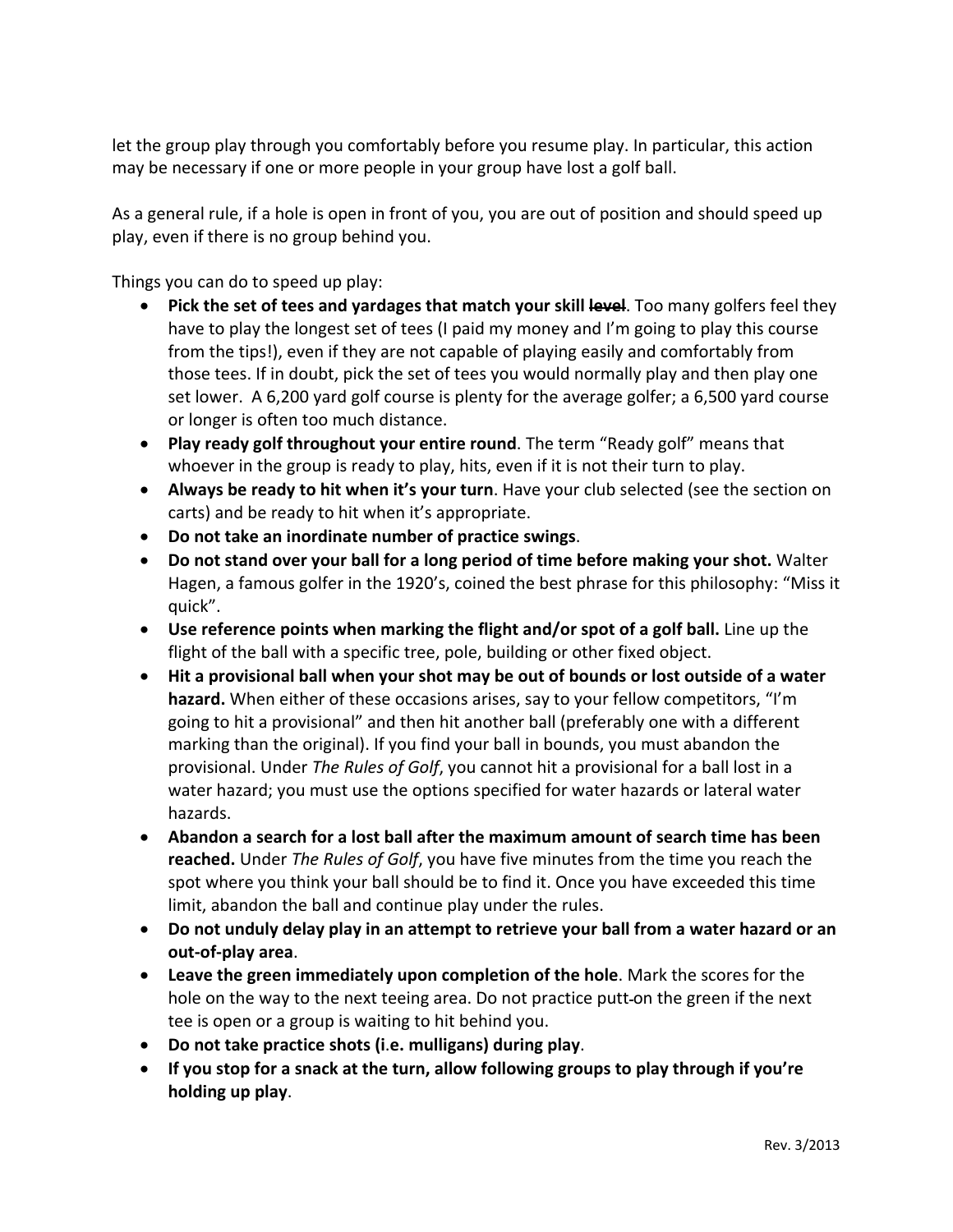let the group play through you comfortably before you resume play. In particular, this action may be necessary if one or more people in your group have lost a golf ball.

As a general rule, if a hole is open in front of you, you are out of position and should speed up play, even if there is no group behind you.

Things you can do to speed up play:

- **Pick the set of tees and yardages that match your skill ~~level~~**. Too many golfers feel they have to play the longest set of tees (I paid my money and I'm going to play this course from the tips!), even if they are not capable of playing easily and comfortably from those tees. If in doubt, pick the set of tees you would normally play and then play one set lower. A 6,200 yard golf course is plenty for the average golfer; a 6,500 yard course or longer is often too much distance.
- **Play ready golf throughout your entire round**. The term "Ready golf" means that whoever in the group is ready to play, hits, even if it is not their turn to play.
- **Always be ready to hit when it's your turn**. Have your club selected (see the section on carts) and be ready to hit when it's appropriate.
- **Do not take an inordinate number of practice swings**.
- **Do not stand over your ball for a long period of time before making your shot.** Walter Hagen, a famous golfer in the 1920's, coined the best phrase for this philosophy: "Miss it quick".
- **Use reference points when marking the flight and/or spot of a golf ball.** Line up the flight of the ball with a specific tree, pole, building or other fixed object.
- **Hit a provisional ball when your shot may be out of bounds or lost outside of a water hazard.** When either of these occasions arises, say to your fellow competitors, "I'm going to hit a provisional" and then hit another ball (preferably one with a different marking than the original). If you find your ball in bounds, you must abandon the provisional. Under *The Rules of Golf*, you cannot hit a provisional for a ball lost in a water hazard; you must use the options specified for water hazards or lateral water hazards.
- **Abandon a search for a lost ball after the maximum amount of search time has been reached.** Under *The Rules of Golf*, you have five minutes from the time you reach the spot where you think your ball should be to find it. Once you have exceeded this time limit, abandon the ball and continue play under the rules.
- **Do not unduly delay play in an attempt to retrieve your ball from a water hazard or an out-of-play area**.
- **Leave the green immediately upon completion of the hole**. Mark the scores for the hole on the way to the next teeing area. Do not practice putt on the green if the next tee is open or a group is waiting to hit behind you.
- **Do not take practice shots (i.e. mulligans) during play**.
- **If you stop for a snack at the turn, allow following groups to play through if you're holding up play**.

Rev. 3/2013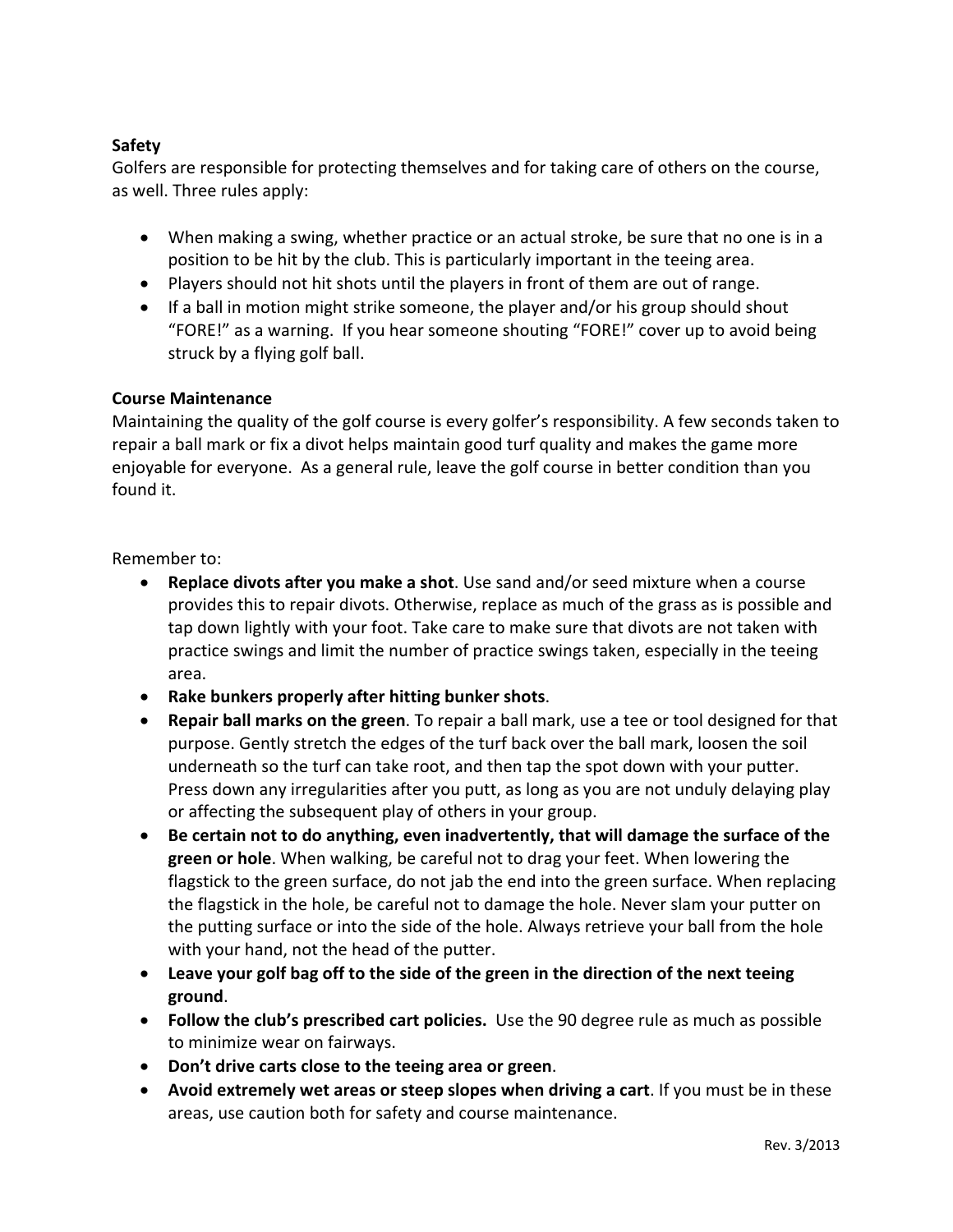**Safety**

Golfers are responsible for protecting themselves and for taking care of others on the course, as well. Three rules apply:

- When making a swing, whether practice or an actual stroke, be sure that no one is in a position to be hit by the club. This is particularly important in the teeing area.
- Players should not hit shots until the players in front of them are out of range.
- If a ball in motion might strike someone, the player and/or his group should shout "FORE!" as a warning. If you hear someone shouting "FORE!" cover up to avoid being struck by a flying golf ball.

**Course Maintenance**

Maintaining the quality of the golf course is every golfer's responsibility. A few seconds taken to repair a ball mark or fix a divot helps maintain good turf quality and makes the game more enjoyable for everyone. As a general rule, leave the golf course in better condition than you found it.

Remember to:

- **Replace divots after you make a shot**. Use sand and/or seed mixture when a course provides this to repair divots. Otherwise, replace as much of the grass as is possible and tap down lightly with your foot. Take care to make sure that divots are not taken with practice swings and limit the number of practice swings taken, especially in the teeing area.
- **Rake bunkers properly after hitting bunker shots**.
- **Repair ball marks on the green**. To repair a ball mark, use a tee or tool designed for that purpose. Gently stretch the edges of the turf back over the ball mark, loosen the soil underneath so the turf can take root, and then tap the spot down with your putter. Press down any irregularities after you putt, as long as you are not unduly delaying play or affecting the subsequent play of others in your group.
- **Be certain not to do anything, even inadvertently, that will damage the surface of the green or hole**. When walking, be careful not to drag your feet. When lowering the flagstick to the green surface, do not jab the end into the green surface. When replacing the flagstick in the hole, be careful not to damage the hole. Never slam your putter on the putting surface or into the side of the hole. Always retrieve your ball from the hole with your hand, not the head of the putter.
- **Leave your golf bag off to the side of the green in the direction of the next teeing ground**.
- **Follow the club's prescribed cart policies.** Use the 90 degree rule as much as possible to minimize wear on fairways.
- **Don't drive carts close to the teeing area or green**.
- **Avoid extremely wet areas or steep slopes when driving a cart**. If you must be in these areas, use caution both for safety and course maintenance.

Rev. 3/2013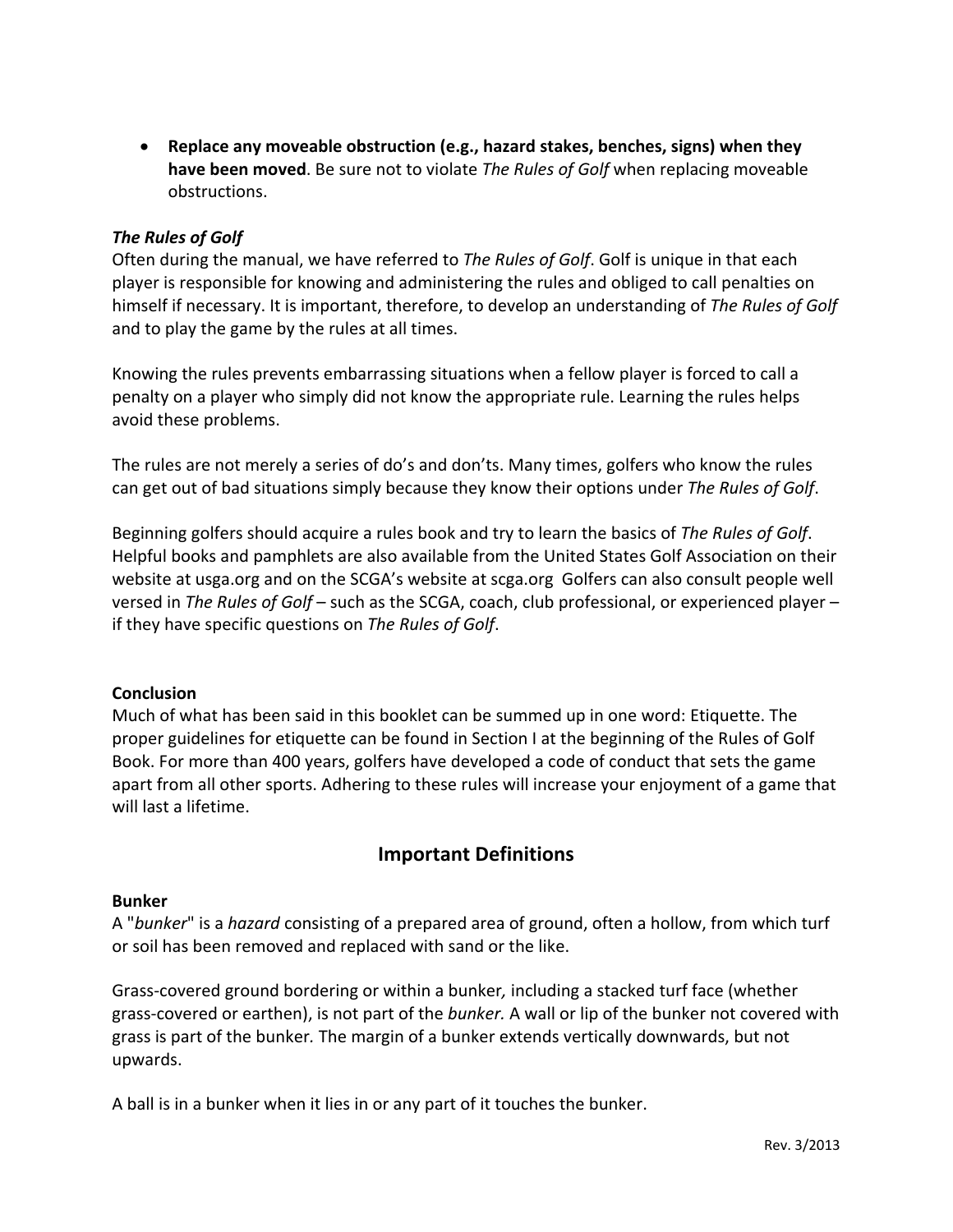- **Replace any moveable obstruction (e.g., hazard stakes, benches, signs) when they have been moved**. Be sure not to violate *The Rules of Golf* when replacing moveable obstructions.

### *The Rules of Golf*

Often during the manual, we have referred to *The Rules of Golf*. Golf is unique in that each player is responsible for knowing and administering the rules and obliged to call penalties on himself if necessary. It is important, therefore, to develop an understanding of *The Rules of Golf* and to play the game by the rules at all times.

Knowing the rules prevents embarrassing situations when a fellow player is forced to call a penalty on a player who simply did not know the appropriate rule. Learning the rules helps avoid these problems.

The rules are not merely a series of do's and don'ts. Many times, golfers who know the rules can get out of bad situations simply because they know their options under *The Rules of Golf*.

Beginning golfers should acquire a rules book and try to learn the basics of *The Rules of Golf*. Helpful books and pamphlets are also available from the United States Golf Association on their website at usga.org and on the SCGA's website at scga.org Golfers can also consult people well versed in *The Rules of Golf* – such as the SCGA, coach, club professional, or experienced player – if they have specific questions on *The Rules of Golf*.

### Conclusion

Much of what has been said in this booklet can be summed up in one word: Etiquette. The proper guidelines for etiquette can be found in Section I at the beginning of the Rules of Golf Book. For more than 400 years, golfers have developed a code of conduct that sets the game apart from all other sports. Adhering to these rules will increase your enjoyment of a game that will last a lifetime.

## Important Definitions

### Bunker

A "*bunker*" is a *hazard* consisting of a prepared area of ground, often a hollow, from which turf or soil has been removed and replaced with sand or the like.

Grass-covered ground bordering or within a bunker*,* including a stacked turf face (whether grass-covered or earthen), is not part of the *bunker.* A wall or lip of the bunker not covered with grass is part of the bunker*.* The margin of a bunker extends vertically downwards, but not upwards.

A ball is in a bunker when it lies in or any part of it touches the bunker.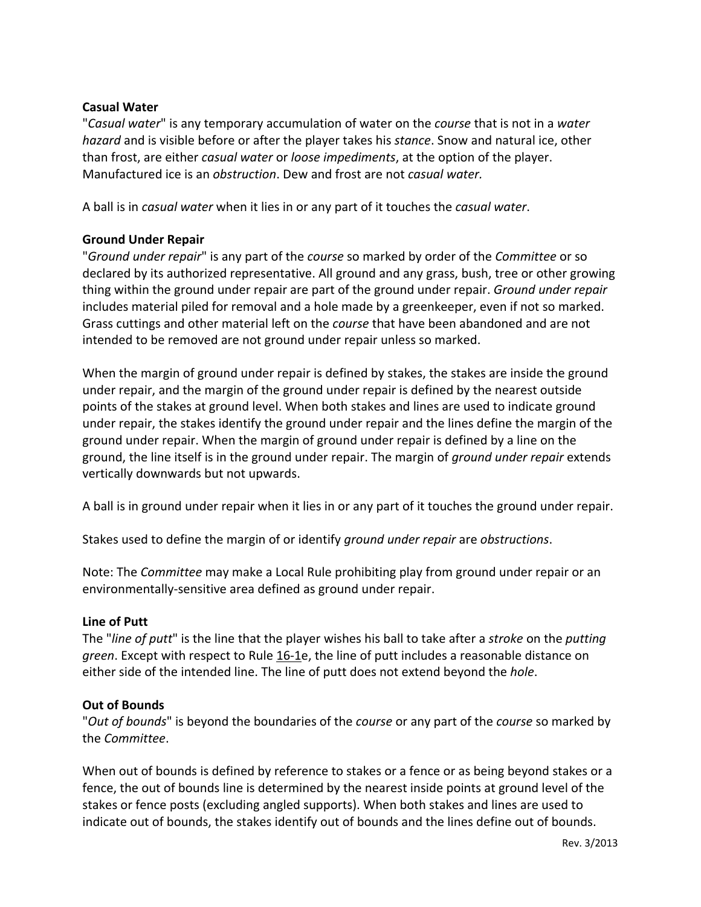**Casual Water**
"*Casual water*" is any temporary accumulation of water on the *course* that is not in a *water hazard* and is visible before or after the player takes his *stance*. Snow and natural ice, other than frost, are either *casual water* or *loose impediments*, at the option of the player. Manufactured ice is an *obstruction*. Dew and frost are not *casual water.*

A ball is in *casual water* when it lies in or any part of it touches the *casual water*.

**Ground Under Repair**
"*Ground under repair*" is any part of the *course* so marked by order of the *Committee* or so declared by its authorized representative. All ground and any grass, bush, tree or other growing thing within the ground under repair are part of the ground under repair. *Ground under repair* includes material piled for removal and a hole made by a greenkeeper, even if not so marked. Grass cuttings and other material left on the *course* that have been abandoned and are not intended to be removed are not ground under repair unless so marked.

When the margin of ground under repair is defined by stakes, the stakes are inside the ground under repair, and the margin of the ground under repair is defined by the nearest outside points of the stakes at ground level. When both stakes and lines are used to indicate ground under repair, the stakes identify the ground under repair and the lines define the margin of the ground under repair. When the margin of ground under repair is defined by a line on the ground, the line itself is in the ground under repair. The margin of *ground under repair* extends vertically downwards but not upwards.

A ball is in ground under repair when it lies in or any part of it touches the ground under repair.

Stakes used to define the margin of or identify *ground under repair* are *obstructions*.

Note: The *Committee* may make a Local Rule prohibiting play from ground under repair or an environmentally-sensitive area defined as ground under repair.

**Line of Putt**
The "*line of putt*" is the line that the player wishes his ball to take after a *stroke* on the *putting green*. Except with respect to Rule 16-1e, the line of putt includes a reasonable distance on either side of the intended line. The line of putt does not extend beyond the *hole*.

**Out of Bounds**
"*Out of bounds*" is beyond the boundaries of the *course* or any part of the *course* so marked by the *Committee*.

When out of bounds is defined by reference to stakes or a fence or as being beyond stakes or a fence, the out of bounds line is determined by the nearest inside points at ground level of the stakes or fence posts (excluding angled supports). When both stakes and lines are used to indicate out of bounds, the stakes identify out of bounds and the lines define out of bounds.

Rev. 3/2013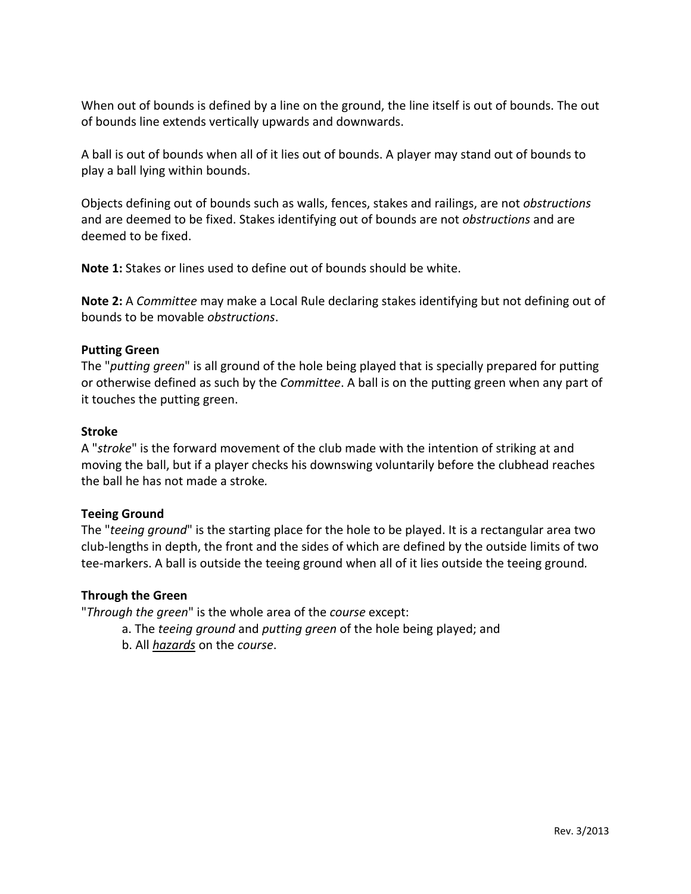When out of bounds is defined by a line on the ground, the line itself is out of bounds. The out of bounds line extends vertically upwards and downwards.

A ball is out of bounds when all of it lies out of bounds. A player may stand out of bounds to play a ball lying within bounds.

Objects defining out of bounds such as walls, fences, stakes and railings, are not *obstructions* and are deemed to be fixed. Stakes identifying out of bounds are not *obstructions* and are deemed to be fixed.

**Note 1:** Stakes or lines used to define out of bounds should be white.

**Note 2:** A *Committee* may make a Local Rule declaring stakes identifying but not defining out of bounds to be movable *obstructions*.

**Putting Green**

The "*putting green*" is all ground of the hole being played that is specially prepared for putting or otherwise defined as such by the *Committee*. A ball is on the putting green when any part of it touches the putting green.

**Stroke**

A "*stroke*" is the forward movement of the club made with the intention of striking at and moving the ball, but if a player checks his downswing voluntarily before the clubhead reaches the ball he has not made a stroke*.*

**Teeing Ground**

The "*teeing ground*" is the starting place for the hole to be played. It is a rectangular area two club-lengths in depth, the front and the sides of which are defined by the outside limits of two tee-markers. A ball is outside the teeing ground when all of it lies outside the teeing ground*.*

**Through the Green**

"*Through the green*" is the whole area of the *course* except:

a. The *teeing ground* and *putting green* of the hole being played; and
b. All <u>*hazards*</u> on the *course*.

Rev. 3/2013